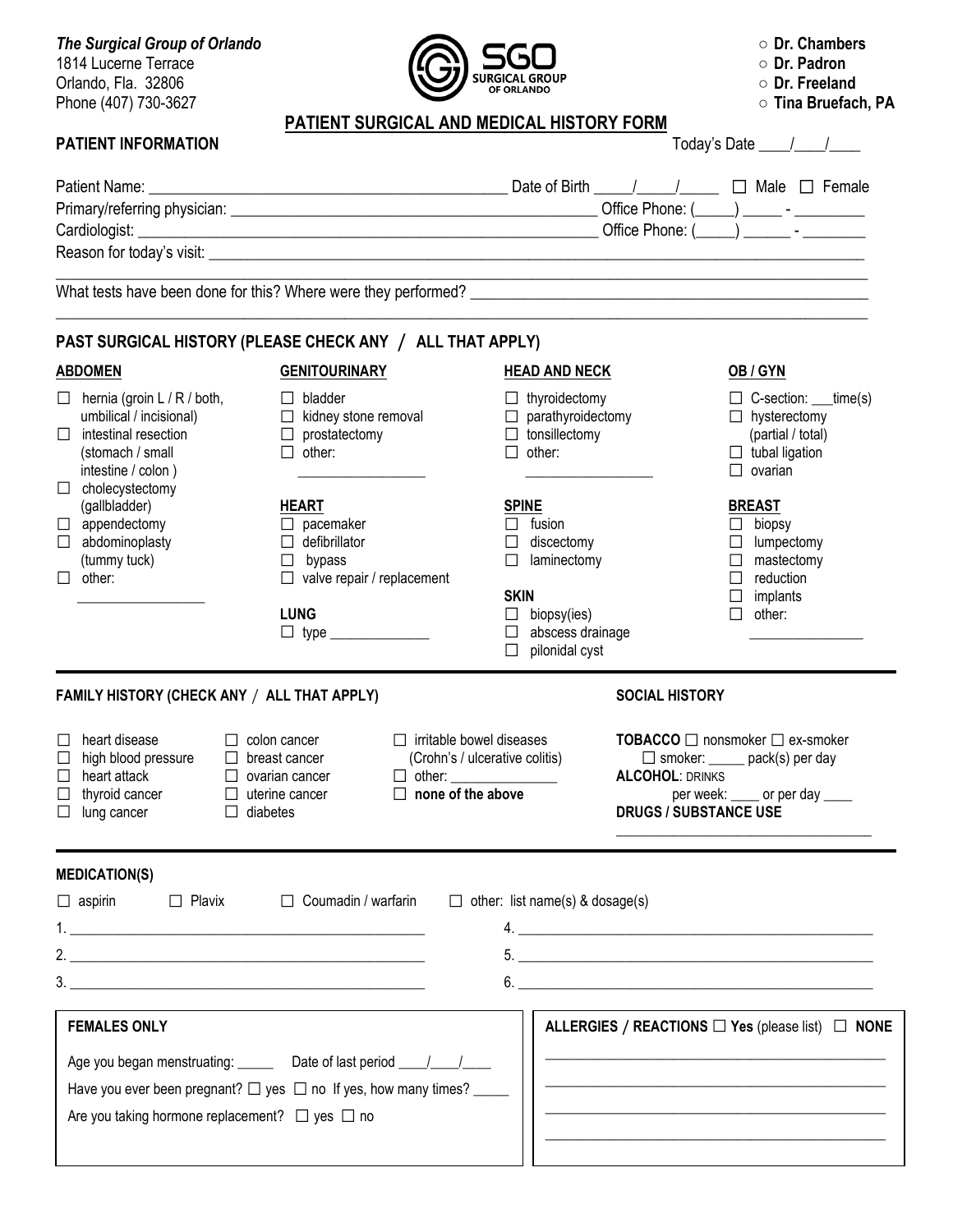***The Surgical Group of Orlando***
1814 Lucerne Terrace
Orlando, Fla. 32806
Phone (407) 730-3627

SGO SURGICAL GROUP OF ORLANDO

○ **Dr. Chambers**
○ **Dr. Padron**
○ **Dr. Freeland**
○ **Tina Bruefach, PA**

# PATIENT SURGICAL AND MEDICAL HISTORY FORM

## PATIENT INFORMATION

Today's Date ____/____/____

Patient Name: ____________________________________________ Date of Birth _____/_____/_____ ☐ Male ☐ Female

Primary/referring physician: ____________________________________________ Office Phone: (_____) _____ - ________

Cardiologist: ______________________________________________________ Office Phone: (_____) ______ - ________

Reason for today's visit: ______________________________________________________________________________

________________________________________________________________________________________________

What tests have been done for this? Where were they performed? ______________________________________________

________________________________________________________________________________________________

## PAST SURGICAL HISTORY (PLEASE CHECK ANY / ALL THAT APPLY)

**ABDOMEN**
- ☐ hernia (groin L / R / both, umbilical / incisional)
- ☐ intestinal resection (stomach / small intestine / colon )
- ☐ cholecystectomy (gallbladder)
- ☐ appendectomy
- ☐ abdominoplasty (tummy tuck)
- ☐ other: _________________

**GENITOURINARY**
- ☐ bladder
- ☐ kidney stone removal
- ☐ prostatectomy
- ☐ other: _________________

**HEART**
- ☐ pacemaker
- ☐ defibrillator
- ☐ bypass
- ☐ valve repair / replacement

**LUNG**
- ☐ type ______________

**HEAD AND NECK**
- ☐ thyroidectomy
- ☐ parathyroidectomy
- ☐ tonsillectomy
- ☐ other: _________________

**SPINE**
- ☐ fusion
- ☐ discectomy
- ☐ laminectomy

**SKIN**
- ☐ biopsy(ies)
- ☐ abscess drainage
- ☐ pilonidal cyst

**OB / GYN**
- ☐ C-section: ___time(s)
- ☐ hysterectomy (partial / total)
- ☐ tubal ligation
- ☐ ovarian

**BREAST**
- ☐ biopsy
- ☐ lumpectomy
- ☐ mastectomy
- ☐ reduction
- ☐ implants
- ☐ other: ________________

## FAMILY HISTORY (CHECK ANY / ALL THAT APPLY)

- ☐ heart disease
- ☐ high blood pressure
- ☐ heart attack
- ☐ thyroid cancer
- ☐ lung cancer
- ☐ colon cancer
- ☐ breast cancer
- ☐ ovarian cancer
- ☐ uterine cancer
- ☐ diabetes
- ☐ irritable bowel diseases (Crohn's / ulcerative colitis)
- ☐ other: _______________
- ☐ **none of the above**

## SOCIAL HISTORY

**TOBACCO** ☐ nonsmoker ☐ ex-smoker
☐ smoker: _____ pack(s) per day

**ALCOHOL**: DRINKS per week: ____ or per day ____

**DRUGS / SUBSTANCE USE**
___________________________________

## MEDICATION(S)

☐ aspirin ☐ Plavix ☐ Coumadin / warfarin ☐ other: list name(s) & dosage(s)

1. ________________________________________________
2. ________________________________________________
3. ________________________________________________
4. ________________________________________________
5. ________________________________________________
6. ________________________________________________

## FEMALES ONLY

Age you began menstruating: _____ Date of last period ____/____/____

Have you ever been pregnant? ☐ yes ☐ no If yes, how many times? _____

Are you taking hormone replacement? ☐ yes ☐ no

## ALLERGIES / REACTIONS ☐ Yes (please list) ☐ NONE

_______________________________________________
_______________________________________________
_______________________________________________
_______________________________________________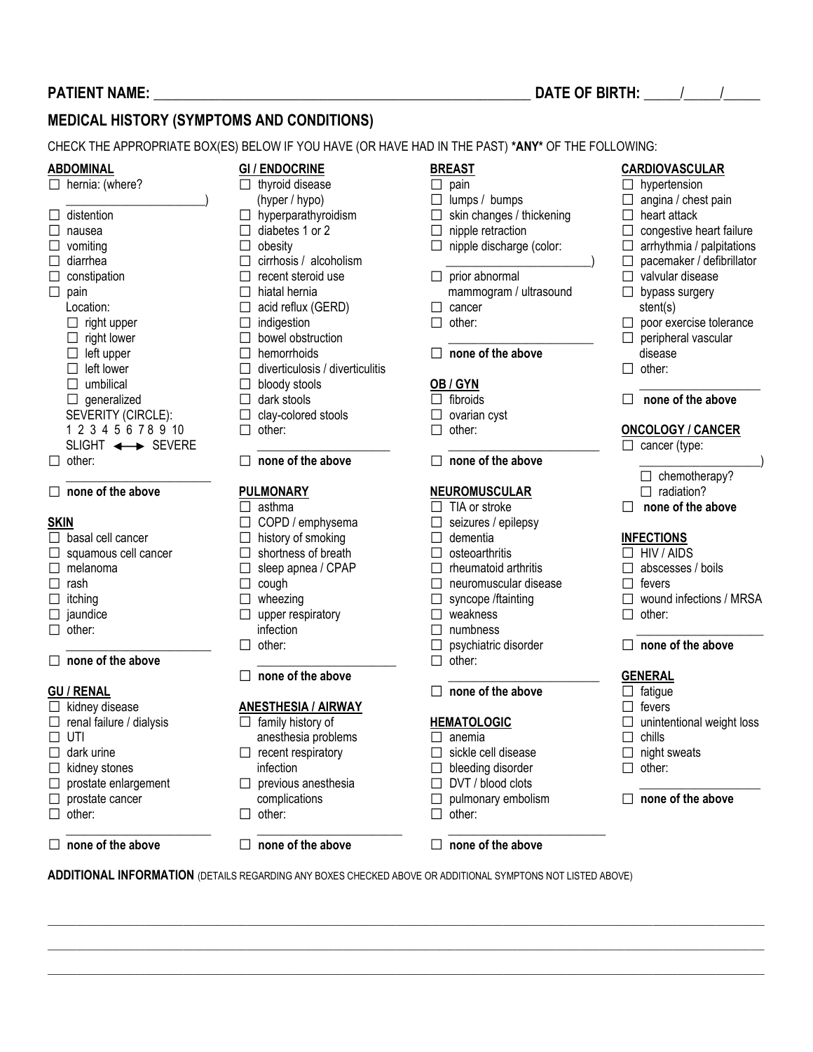**PATIENT NAME:** ______________________________________________________ **DATE OF BIRTH:** _____/_____/_____

## MEDICAL HISTORY (SYMPTOMS AND CONDITIONS)

CHECK THE APPROPRIATE BOX(ES) BELOW IF YOU HAVE (OR HAVE HAD IN THE PAST) ***ANY*** OF THE FOLLOWING:

**ABDOMINAL**

- ☐ hernia: (where? ______________________)
- ☐ distention
- ☐ nausea
- ☐ vomiting
- ☐ diarrhea
- ☐ constipation
- ☐ pain
  Location:
  - ☐ right upper
  - ☐ right lower
  - ☐ left upper
  - ☐ left lower
  - ☐ umbilical
  - ☐ generalized

  SEVERITY (CIRCLE):
  1 2 3 4 5 6 7 8 9 10
  SLIGHT ⟷ SEVERE
- ☐ other: ______________________
- ☐ **none of the above**

**SKIN**

- ☐ basal cell cancer
- ☐ squamous cell cancer
- ☐ melanoma
- ☐ rash
- ☐ itching
- ☐ jaundice
- ☐ other: ______________________
- ☐ **none of the above**

**GU / RENAL**

- ☐ kidney disease
- ☐ renal failure / dialysis
- ☐ UTI
- ☐ dark urine
- ☐ kidney stones
- ☐ prostate enlargement
- ☐ prostate cancer
- ☐ other: ______________________
- ☐ **none of the above**

**GI / ENDOCRINE**

- ☐ thyroid disease (hyper / hypo)
- ☐ hyperparathyroidism
- ☐ diabetes 1 or 2
- ☐ obesity
- ☐ cirrhosis / alcoholism
- ☐ recent steroid use
- ☐ hiatal hernia
- ☐ acid reflux (GERD)
- ☐ indigestion
- ☐ bowel obstruction
- ☐ hemorrhoids
- ☐ diverticulosis / diverticulitis
- ☐ bloody stools
- ☐ dark stools
- ☐ clay-colored stools
- ☐ other: ______________________
- ☐ **none of the above**

**PULMONARY**

- ☐ asthma
- ☐ COPD / emphysema
- ☐ history of smoking
- ☐ shortness of breath
- ☐ sleep apnea / CPAP
- ☐ cough
- ☐ wheezing
- ☐ upper respiratory infection
- ☐ other: ______________________
- ☐ **none of the above**

**ANESTHESIA / AIRWAY**

- ☐ family history of anesthesia problems
- ☐ recent respiratory infection
- ☐ previous anesthesia complications
- ☐ other: ______________________
- ☐ **none of the above**

**BREAST**

- ☐ pain
- ☐ lumps / bumps
- ☐ skin changes / thickening
- ☐ nipple retraction
- ☐ nipple discharge (color: ______________________)
- ☐ prior abnormal mammogram / ultrasound
- ☐ cancer
- ☐ other: ______________________
- ☐ **none of the above**

**OB / GYN**

- ☐ fibroids
- ☐ ovarian cyst
- ☐ other: ______________________
- ☐ **none of the above**

**NEUROMUSCULAR**

- ☐ TIA or stroke
- ☐ seizures / epilepsy
- ☐ dementia
- ☐ osteoarthritis
- ☐ rheumatoid arthritis
- ☐ neuromuscular disease
- ☐ syncope /ftainting
- ☐ weakness
- ☐ numbness
- ☐ psychiatric disorder
- ☐ other: ______________________
- ☐ **none of the above**

**HEMATOLOGIC**

- ☐ anemia
- ☐ sickle cell disease
- ☐ bleeding disorder
- ☐ DVT / blood clots
- ☐ pulmonary embolism
- ☐ other: ______________________
- ☐ **none of the above**

**CARDIOVASCULAR**

- ☐ hypertension
- ☐ angina / chest pain
- ☐ heart attack
- ☐ congestive heart failure
- ☐ arrhythmia / palpitations
- ☐ pacemaker / defibrillator
- ☐ valvular disease
- ☐ bypass surgery stent(s)
- ☐ poor exercise tolerance
- ☐ peripheral vascular disease
- ☐ other: ______________________
- ☐ **none of the above**

**ONCOLOGY / CANCER**

- ☐ cancer (type: ______________________)
  - ☐ chemotherapy?
  - ☐ radiation?
- ☐ **none of the above**

**INFECTIONS**

- ☐ HIV / AIDS
- ☐ abscesses / boils
- ☐ fevers
- ☐ wound infections / MRSA
- ☐ other: ______________________
- ☐ **none of the above**

**GENERAL**

- ☐ fatigue
- ☐ fevers
- ☐ unintentional weight loss
- ☐ chills
- ☐ night sweats
- ☐ other: ______________________
- ☐ **none of the above**

**ADDITIONAL INFORMATION** (DETAILS REGARDING ANY BOXES CHECKED ABOVE OR ADDITIONAL SYMPTOMS NOT LISTED ABOVE)

______________________________________________________________________________________________

______________________________________________________________________________________________

______________________________________________________________________________________________